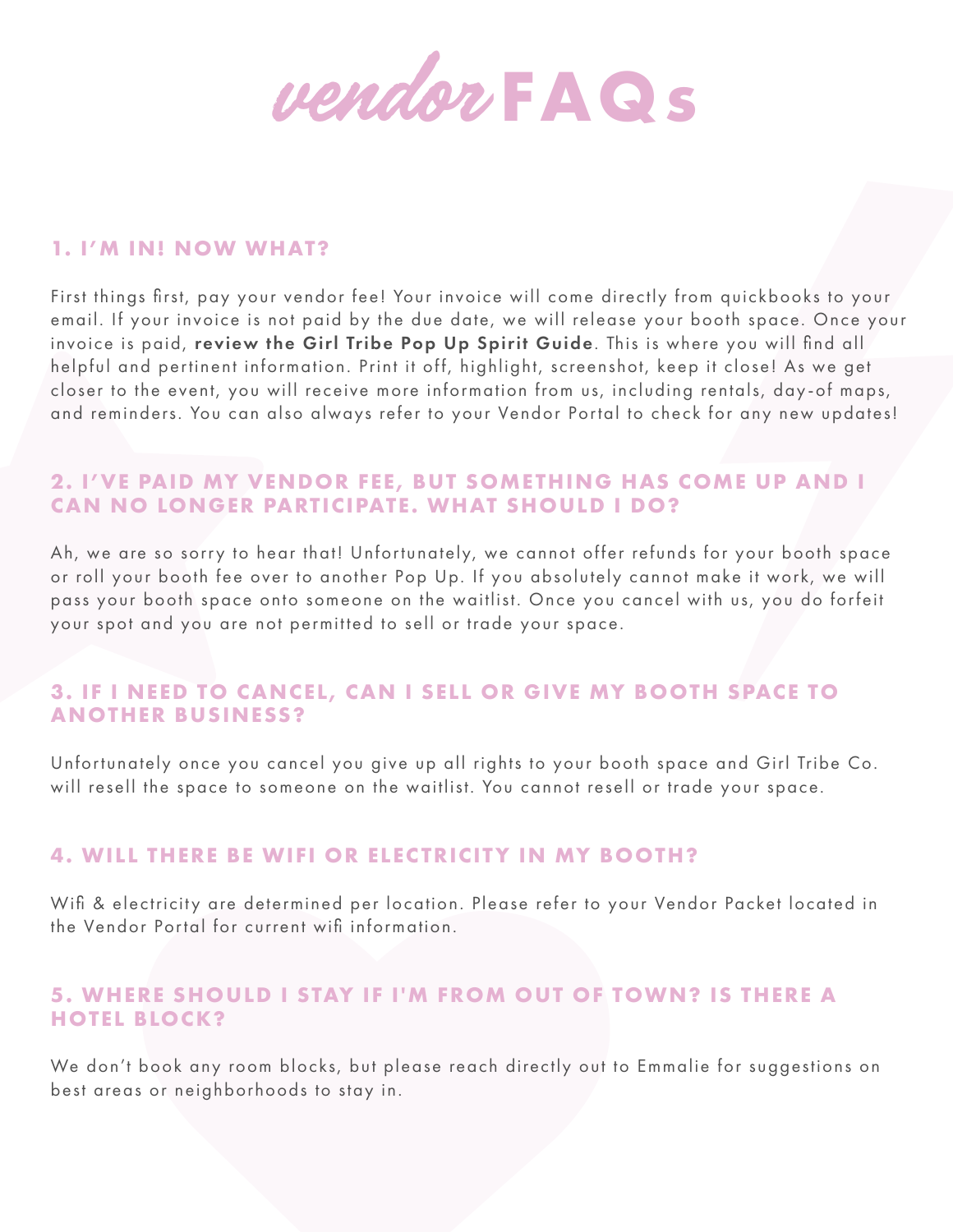# *vendor* FAQs

### 1. I'M IN! NOW WHAT?

First things first, pay your vendor fee! Your invoice will come directly from quickbooks to your email. If your invoice is not paid by the due date, we will release your booth space. Once your invoice is paid, **review the Girl Tribe Pop Up Spirit Guide**. This is where you will find all helpful and pertinent information. Print it off, highlight, screenshot, keep it close! As we get closer to the event, you will receive more information from us, including rentals, day-of maps, and reminders. You can also always refer to your Vendor Portal to check for any new updates!

### 2. I'VE PAID MY VENDOR FEE, BUT SOMETHING HAS COME UP AND I CAN NO LONGER PARTICIPATE. WHAT SHOULD I DO?

Ah, we are so sorry to hear that! Unfortunately, we cannot offer refunds for your booth space or roll your booth fee over to another Pop Up. If you absolutely cannot make it work, we will pass your booth space onto someone on the waitlist. Once you cancel with us, you do forfeit your spot and you are not permitted to sell or trade your space.

### 3. IF I NEED TO CANCEL, CAN I SELL OR GIVE MY BOOTH SPACE TO ANOTHER BUSINESS?

Unfortunately once you cancel you give up all rights to your booth space and Girl Tribe Co. will resell the space to someone on the waitlist. You cannot resell or trade your space.

### 4. WILL THERE BE WIFI OR ELECTRICITY IN MY BOOTH?

Wifi & electricity are determined per location. Please refer to your Vendor Packet located in the Vendor Portal for current wifi information.

### 5. WHERE SHOULD I STAY IF I'M FROM OUT OF TOWN? IS THERE A HOTEL BLOCK?

We don't book any room blocks, but please reach directly out to Emmalie for suggestions on best areas or neighborhoods to stay in.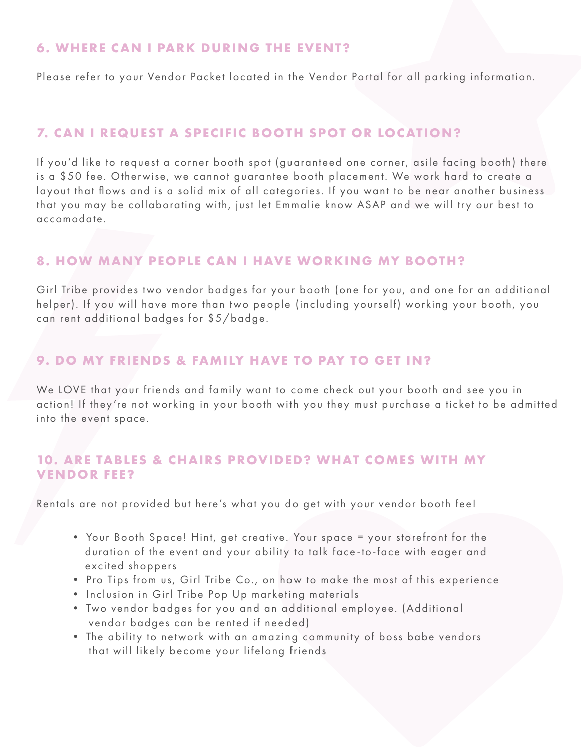## 6. WHERE CAN I PARK DURING THE EVENT?

Please refer to your Vendor Packet located in the Vendor Portal for all parking information.

## 7. CAN I REQUEST A SPECIFIC BOOTH SPOT OR LOCATION?

If you'd like to request a corner booth spot (guaranteed one corner, asile facing booth) there is a $50 fee. Otherwise, we cannot guarantee booth placement. We work hard to create a layout that flows and is a solid mix of all categories. If you want to be near another business that you may be collaborating with, just let Emmalie know ASAP and we will try our best to accomodate.

## 8. HOW MANY PEOPLE CAN I HAVE WORKING MY BOOTH?

Girl Tribe provides two vendor badges for your booth (one for you, and one for an additional helper). If you will have more than two people (including yourself) working your booth, you can rent additional badges for $5/badge.

## 9. DO MY FRIENDS & FAMILY HAVE TO PAY TO GET IN?

We LOVE that your friends and family want to come check out your booth and see you in action! If they're not working in your booth with you they must purchase a ticket to be admitted into the event space.

## 10. ARE TABLES & CHAIRS PROVIDED? WHAT COMES WITH MY VENDOR FEE?

Rentals are not provided but here's what you do get with your vendor booth fee!

- Your Booth Space! Hint, get creative. Your space = your storefront for the duration of the event and your ability to talk face-to-face with eager and excited shoppers
- Pro Tips from us, Girl Tribe Co., on how to make the most of this experience
- Inclusion in Girl Tribe Pop Up marketing materials
- Two vendor badges for you and an additional employee. (Additional vendor badges can be rented if needed)
- The ability to network with an amazing community of boss babe vendors that will likely become your lifelong friends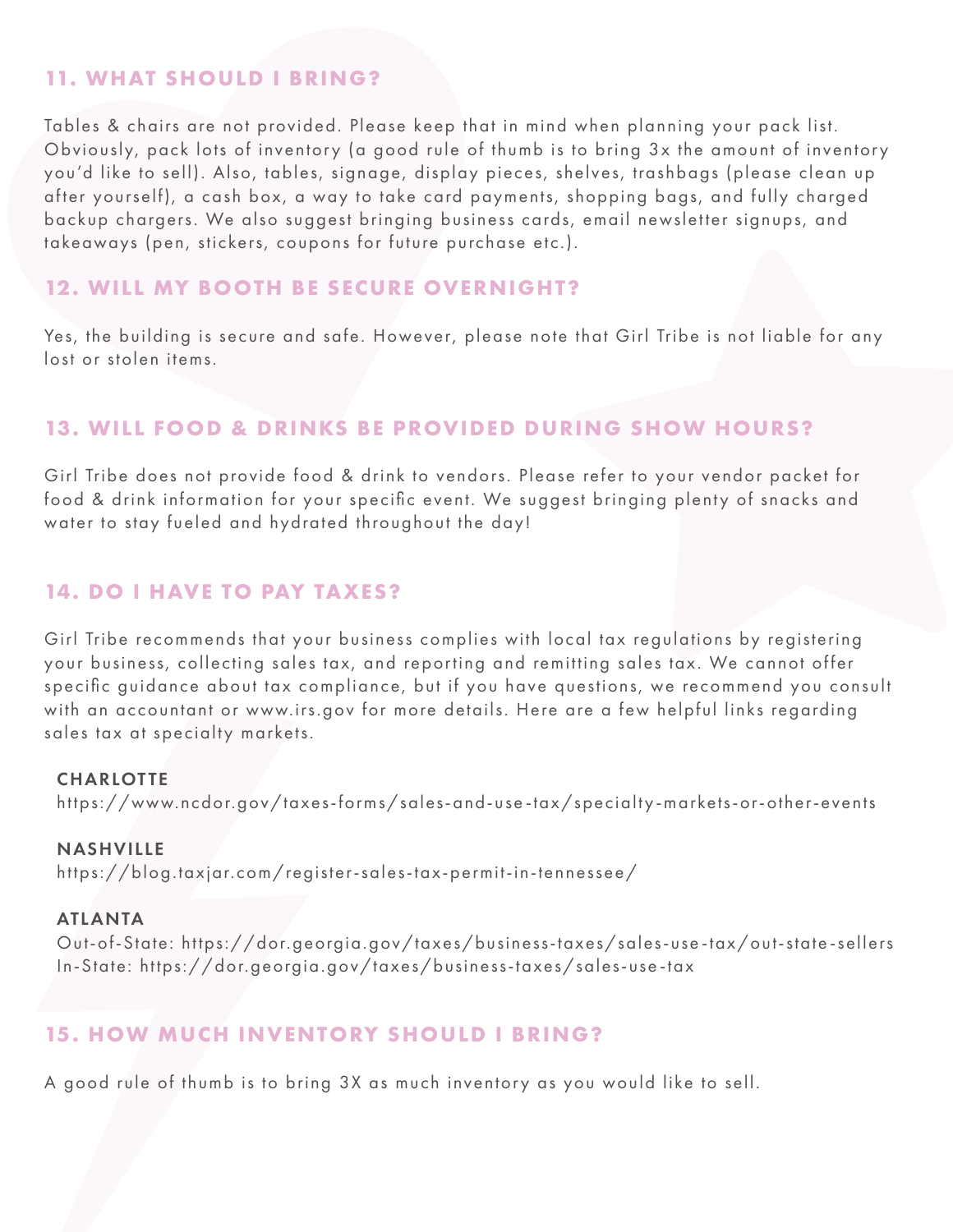## 11. WHAT SHOULD I BRING?

Tables & chairs are not provided. Please keep that in mind when planning your pack list. Obviously, pack lots of inventory (a good rule of thumb is to bring 3x the amount of inventory you'd like to sell). Also, tables, signage, display pieces, shelves, trashbags (please clean up after yourself), a cash box, a way to take card payments, shopping bags, and fully charged backup chargers. We also suggest bringing business cards, email newsletter signups, and takeaways (pen, stickers, coupons for future purchase etc.).

## 12. WILL MY BOOTH BE SECURE OVERNIGHT?

Yes, the building is secure and safe. However, please note that Girl Tribe is not liable for any lost or stolen items.

## 13. WILL FOOD & DRINKS BE PROVIDED DURING SHOW HOURS?

Girl Tribe does not provide food & drink to vendors. Please refer to your vendor packet for food & drink information for your specific event. We suggest bringing plenty of snacks and water to stay fueled and hydrated throughout the day!

## 14. DO I HAVE TO PAY TAXES?

Girl Tribe recommends that your business complies with local tax regulations by registering your business, collecting sales tax, and reporting and remitting sales tax. We cannot offer specific guidance about tax compliance, but if you have questions, we recommend you consult with an accountant or www.irs.gov for more details. Here are a few helpful links regarding sales tax at specialty markets.

**CHARLOTTE**
https://www.ncdor.gov/taxes-forms/sales-and-use-tax/specialty-markets-or-other-events

**NASHVILLE**
https://blog.taxjar.com/register-sales-tax-permit-in-tennessee/

**ATLANTA**
Out-of-State: https://dor.georgia.gov/taxes/business-taxes/sales-use-tax/out-state-sellers
In-State: https://dor.georgia.gov/taxes/business-taxes/sales-use-tax

## 15. HOW MUCH INVENTORY SHOULD I BRING?

A good rule of thumb is to bring 3X as much inventory as you would like to sell.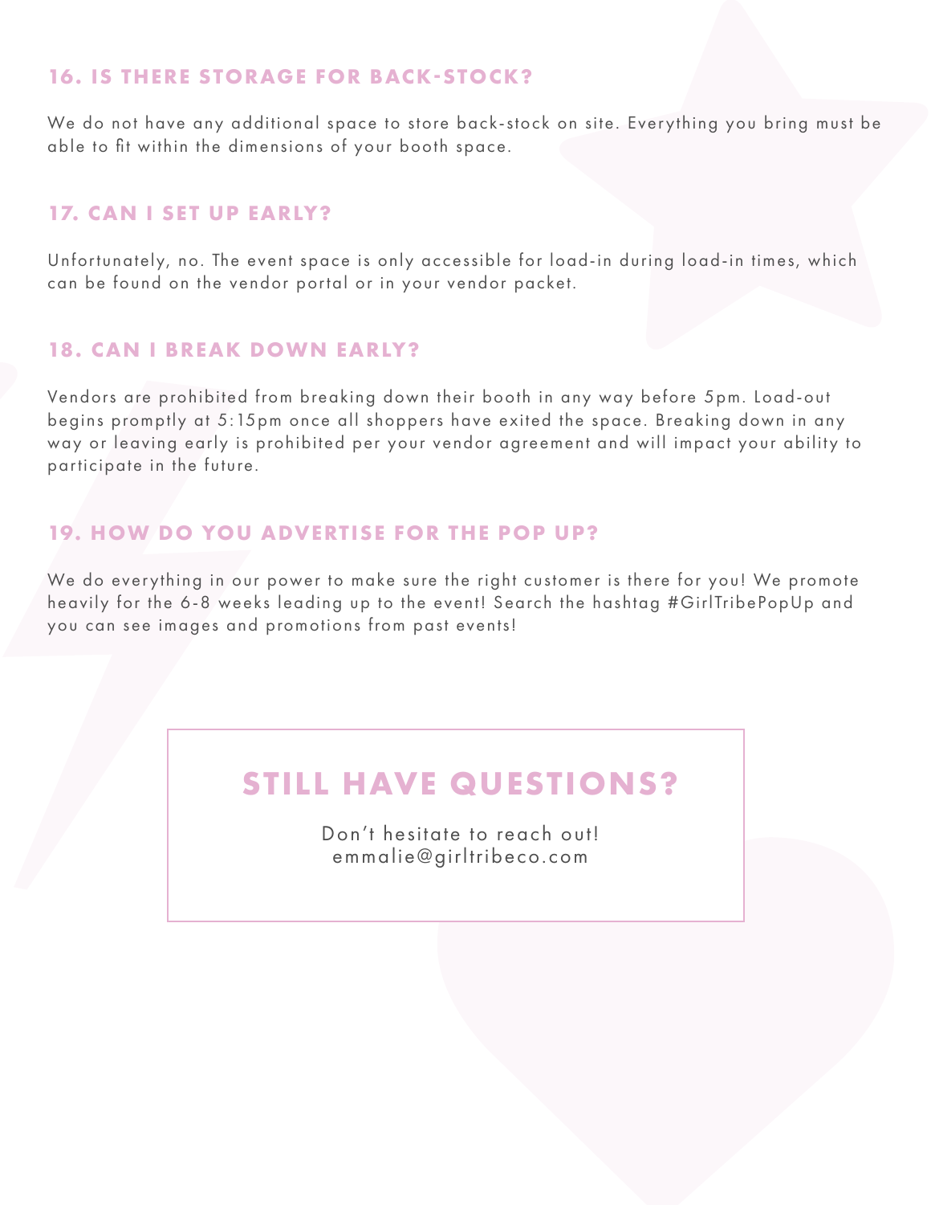### 16. IS THERE STORAGE FOR BACK-STOCK?

We do not have any additional space to store back-stock on site. Everything you bring must be able to fit within the dimensions of your booth space.

### 17. CAN I SET UP EARLY?

Unfortunately, no. The event space is only accessible for load-in during load-in times, which can be found on the vendor portal or in your vendor packet.

### 18. CAN I BREAK DOWN EARLY?

Vendors are prohibited from breaking down their booth in any way before 5pm. Load-out begins promptly at 5:15pm once all shoppers have exited the space. Breaking down in any way or leaving early is prohibited per your vendor agreement and will impact your ability to participate in the future.

### 19. HOW DO YOU ADVERTISE FOR THE POP UP?

We do everything in our power to make sure the right customer is there for you! We promote heavily for the 6-8 weeks leading up to the event! Search the hashtag #GirlTribePopUp and you can see images and promotions from past events!

## STILL HAVE QUESTIONS?

Don’t hesitate to reach out!
emmalie@girltribeco.com